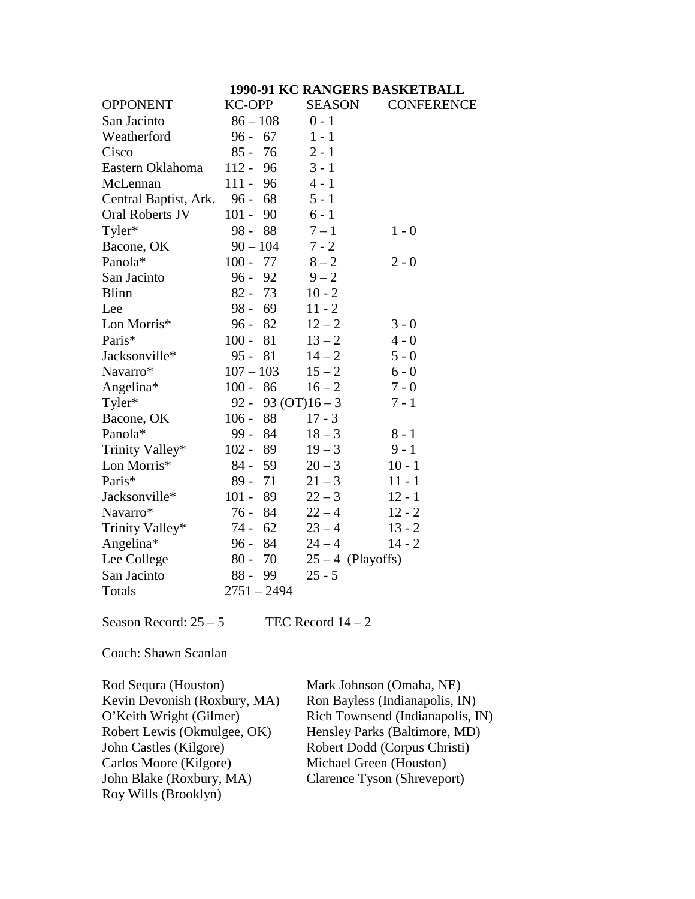# 1990-91 KC RANGERS BASKETBALL

| OPPONENT | KC-OPP | SEASON | CONFERENCE |
|---|---|---|---|
| San Jacinto | 86 – 108 | 0 - 1 | |
| Weatherford | 96 - 67 | 1 - 1 | |
| Cisco | 85 - 76 | 2 - 1 | |
| Eastern Oklahoma | 112 - 96 | 3 - 1 | |
| McLennan | 111 - 96 | 4 - 1 | |
| Central Baptist, Ark. | 96 - 68 | 5 - 1 | |
| Oral Roberts JV | 101 - 90 | 6 - 1 | |
| Tyler* | 98 - 88 | 7 – 1 | 1 - 0 |
| Bacone, OK | 90 – 104 | 7 - 2 | |
| Panola* | 100 - 77 | 8 – 2 | 2 - 0 |
| San Jacinto | 96 - 92 | 9 – 2 | |
| Blinn | 82 - 73 | 10 - 2 | |
| Lee | 98 - 69 | 11 - 2 | |
| Lon Morris* | 96 - 82 | 12 – 2 | 3 - 0 |
| Paris* | 100 - 81 | 13 – 2 | 4 - 0 |
| Jacksonville* | 95 - 81 | 14 – 2 | 5 - 0 |
| Navarro* | 107 – 103 | 15 – 2 | 6 - 0 |
| Angelina* | 100 - 86 | 16 – 2 | 7 - 0 |
| Tyler* | 92 - 93 (OT) | 16 – 3 | 7 - 1 |
| Bacone, OK | 106 - 88 | 17 - 3 | |
| Panola* | 99 - 84 | 18 – 3 | 8 - 1 |
| Trinity Valley* | 102 - 89 | 19 – 3 | 9 - 1 |
| Lon Morris* | 84 - 59 | 20 – 3 | 10 - 1 |
| Paris* | 89 - 71 | 21 – 3 | 11 - 1 |
| Jacksonville* | 101 - 89 | 22 – 3 | 12 - 1 |
| Navarro* | 76 - 84 | 22 – 4 | 12 - 2 |
| Trinity Valley* | 74 - 62 | 23 – 4 | 13 - 2 |
| Angelina* | 96 - 84 | 24 – 4 | 14 - 2 |
| Lee College | 80 - 70 | 25 – 4 (Playoffs) | |
| San Jacinto | 88 - 99 | 25 - 5 | |
| Totals | 2751 – 2494 | | |

Season Record: 25 – 5 TEC Record 14 – 2

Coach: Shawn Scanlan

Rod Sequra (Houston)
Kevin Devonish (Roxbury, MA)
O'Keith Wright (Gilmer)
Robert Lewis (Okmulgee, OK)
John Castles (Kilgore)
Carlos Moore (Kilgore)
John Blake (Roxbury, MA)
Roy Wills (Brooklyn)
Mark Johnson (Omaha, NE)
Ron Bayless (Indianapolis, IN)
Rich Townsend (Indianapolis, IN)
Hensley Parks (Baltimore, MD)
Robert Dodd (Corpus Christi)
Michael Green (Houston)
Clarence Tyson (Shreveport)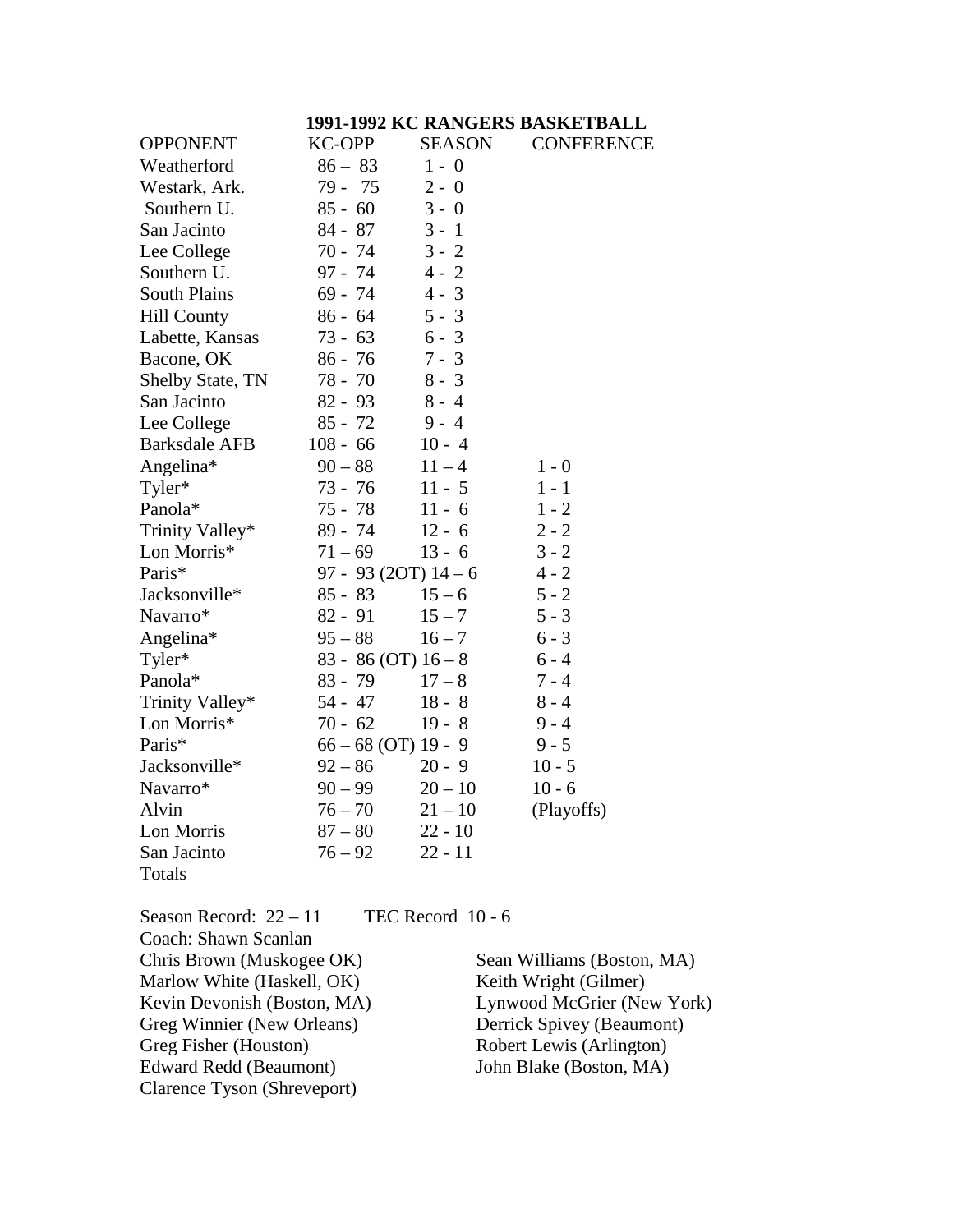**1991-1992 KC RANGERS BASKETBALL**

| OPPONENT | KC-OPP | SEASON | CONFERENCE |
|---|---|---|---|
| Weatherford | 86 – 83 | 1 - 0 | |
| Westark, Ark. | 79 - 75 | 2 - 0 | |
| Southern U. | 85 - 60 | 3 - 0 | |
| San Jacinto | 84 - 87 | 3 - 1 | |
| Lee College | 70 - 74 | 3 - 2 | |
| Southern U. | 97 - 74 | 4 - 2 | |
| South Plains | 69 - 74 | 4 - 3 | |
| Hill County | 86 - 64 | 5 - 3 | |
| Labette, Kansas | 73 - 63 | 6 - 3 | |
| Bacone, OK | 86 - 76 | 7 - 3 | |
| Shelby State, TN | 78 - 70 | 8 - 3 | |
| San Jacinto | 82 - 93 | 8 - 4 | |
| Lee College | 85 - 72 | 9 - 4 | |
| Barksdale AFB | 108 - 66 | 10 - 4 | |
| Angelina* | 90 – 88 | 11 – 4 | 1 - 0 |
| Tyler* | 73 - 76 | 11 - 5 | 1 - 1 |
| Panola* | 75 - 78 | 11 - 6 | 1 - 2 |
| Trinity Valley* | 89 - 74 | 12 - 6 | 2 - 2 |
| Lon Morris* | 71 – 69 | 13 - 6 | 3 - 2 |
| Paris* | 97 - 93 (2OT) | 14 – 6 | 4 - 2 |
| Jacksonville* | 85 - 83 | 15 – 6 | 5 - 2 |
| Navarro* | 82 - 91 | 15 – 7 | 5 - 3 |
| Angelina* | 95 – 88 | 16 – 7 | 6 - 3 |
| Tyler* | 83 - 86 (OT) | 16 – 8 | 6 - 4 |
| Panola* | 83 - 79 | 17 – 8 | 7 - 4 |
| Trinity Valley* | 54 - 47 | 18 - 8 | 8 - 4 |
| Lon Morris* | 70 - 62 | 19 - 8 | 9 - 4 |
| Paris* | 66 – 68 (OT) | 19 - 9 | 9 - 5 |
| Jacksonville* | 92 – 86 | 20 - 9 | 10 - 5 |
| Navarro* | 90 – 99 | 20 – 10 | 10 - 6 |
| Alvin | 76 – 70 | 21 – 10 | (Playoffs) |
| Lon Morris | 87 – 80 | 22 - 10 | |
| San Jacinto | 76 – 92 | 22 - 11 | |
| Totals | | | |

Season Record: 22 – 11 TEC Record 10 - 6

Coach: Shawn Scanlan

Chris Brown (Muskogee OK)
Marlow White (Haskell, OK)
Kevin Devonish (Boston, MA)
Greg Winnier (New Orleans)
Greg Fisher (Houston)
Edward Redd (Beaumont)
Clarence Tyson (Shreveport)
Sean Williams (Boston, MA)
Keith Wright (Gilmer)
Lynwood McGrier (New York)
Derrick Spivey (Beaumont)
Robert Lewis (Arlington)
John Blake (Boston, MA)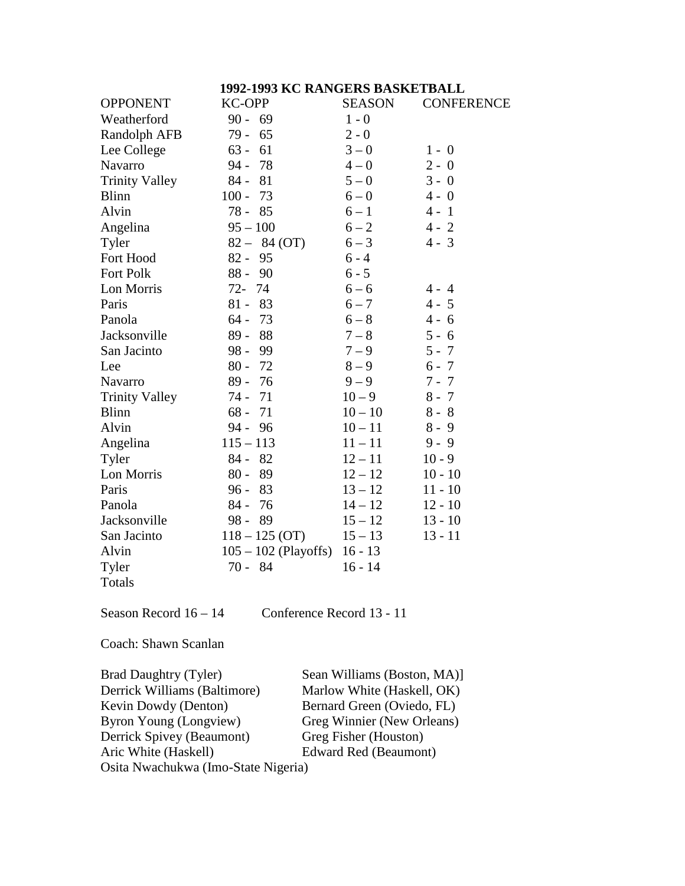**1992-1993 KC RANGERS BASKETBALL**

| OPPONENT | KC-OPP | SEASON | CONFERENCE |
|---|---|---|---|
| Weatherford | 90 - 69 | 1 - 0 | |
| Randolph AFB | 79 - 65 | 2 - 0 | |
| Lee College | 63 - 61 | 3 – 0 | 1 - 0 |
| Navarro | 94 - 78 | 4 – 0 | 2 - 0 |
| Trinity Valley | 84 - 81 | 5 – 0 | 3 - 0 |
| Blinn | 100 - 73 | 6 – 0 | 4 - 0 |
| Alvin | 78 - 85 | 6 – 1 | 4 - 1 |
| Angelina | 95 – 100 | 6 – 2 | 4 - 2 |
| Tyler | 82 – 84 (OT) | 6 – 3 | 4 - 3 |
| Fort Hood | 82 - 95 | 6 - 4 | |
| Fort Polk | 88 - 90 | 6 - 5 | |
| Lon Morris | 72- 74 | 6 – 6 | 4 - 4 |
| Paris | 81 - 83 | 6 – 7 | 4 - 5 |
| Panola | 64 - 73 | 6 – 8 | 4 - 6 |
| Jacksonville | 89 - 88 | 7 – 8 | 5 - 6 |
| San Jacinto | 98 - 99 | 7 – 9 | 5 - 7 |
| Lee | 80 - 72 | 8 – 9 | 6 - 7 |
| Navarro | 89 - 76 | 9 – 9 | 7 - 7 |
| Trinity Valley | 74 - 71 | 10 – 9 | 8 - 7 |
| Blinn | 68 - 71 | 10 – 10 | 8 - 8 |
| Alvin | 94 - 96 | 10 – 11 | 8 - 9 |
| Angelina | 115 – 113 | 11 – 11 | 9 - 9 |
| Tyler | 84 - 82 | 12 – 11 | 10 - 9 |
| Lon Morris | 80 - 89 | 12 – 12 | 10 - 10 |
| Paris | 96 - 83 | 13 – 12 | 11 - 10 |
| Panola | 84 - 76 | 14 – 12 | 12 - 10 |
| Jacksonville | 98 - 89 | 15 – 12 | 13 - 10 |
| San Jacinto | 118 – 125 (OT) | 15 – 13 | 13 - 11 |
| Alvin | 105 – 102 (Playoffs) | 16 - 13 | |
| Tyler | 70 - 84 | 16 - 14 | |
| Totals | | | |

Season Record 16 – 14 Conference Record 13 - 11

Coach: Shawn Scanlan

Brad Daughtry (Tyler)
Derrick Williams (Baltimore)
Kevin Dowdy (Denton)
Byron Young (Longview)
Derrick Spivey (Beaumont)
Aric White (Haskell)
Osita Nwachukwa (Imo-State Nigeria)
Sean Williams (Boston, MA)]
Marlow White (Haskell, OK)
Bernard Green (Oviedo, FL)
Greg Winnier (New Orleans)
Greg Fisher (Houston)
Edward Red (Beaumont)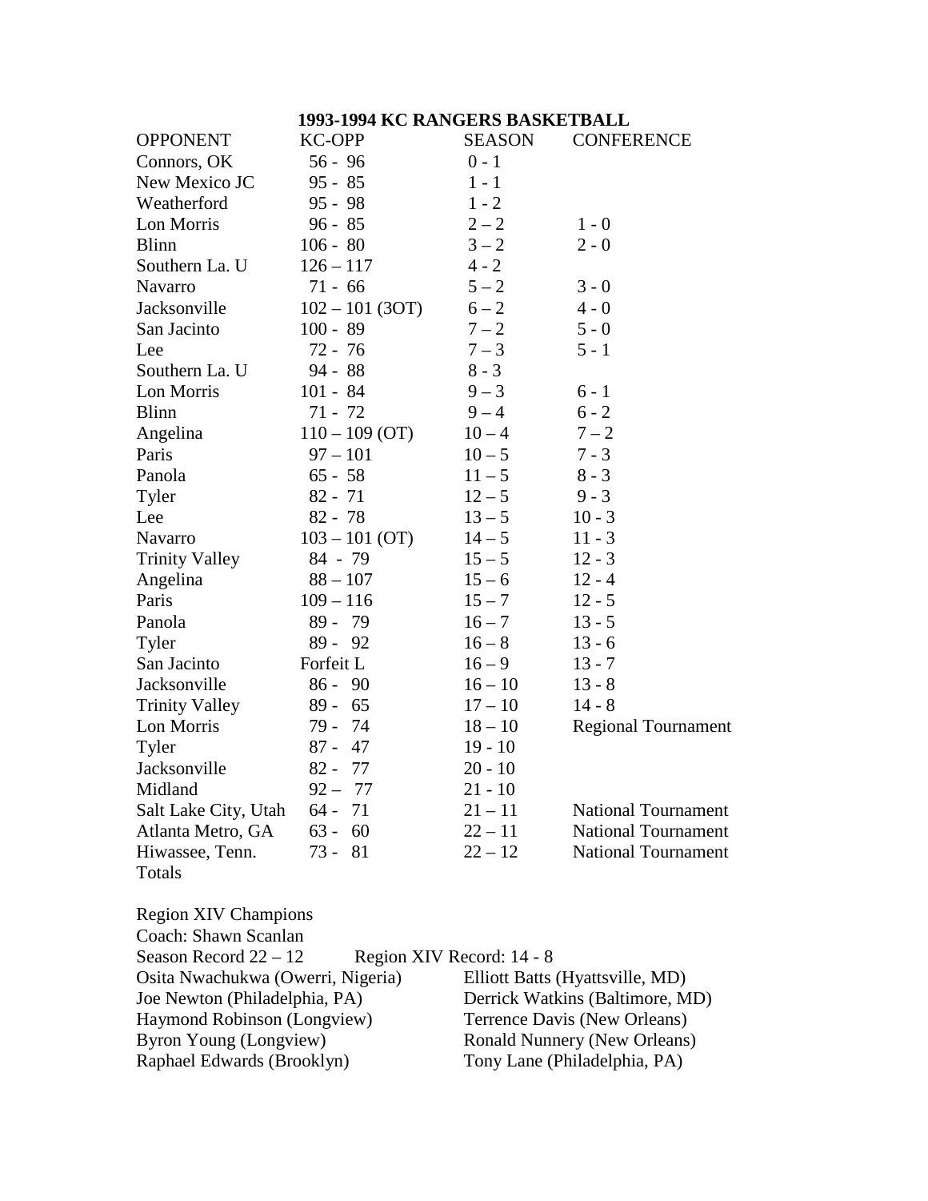**1993-1994 KC RANGERS BASKETBALL**

| OPPONENT | KC-OPP | SEASON | CONFERENCE |
|---|---|---|---|
| Connors, OK | 56 - 96 | 0 - 1 | |
| New Mexico JC | 95 - 85 | 1 - 1 | |
| Weatherford | 95 - 98 | 1 - 2 | |
| Lon Morris | 96 - 85 | 2 – 2 | 1 - 0 |
| Blinn | 106 - 80 | 3 – 2 | 2 - 0 |
| Southern La. U | 126 – 117 | 4 - 2 | |
| Navarro | 71 - 66 | 5 – 2 | 3 - 0 |
| Jacksonville | 102 – 101 (3OT) | 6 – 2 | 4 - 0 |
| San Jacinto | 100 - 89 | 7 – 2 | 5 - 0 |
| Lee | 72 - 76 | 7 – 3 | 5 - 1 |
| Southern La. U | 94 - 88 | 8 - 3 | |
| Lon Morris | 101 - 84 | 9 – 3 | 6 - 1 |
| Blinn | 71 - 72 | 9 – 4 | 6 - 2 |
| Angelina | 110 – 109 (OT) | 10 – 4 | 7 – 2 |
| Paris | 97 – 101 | 10 – 5 | 7 - 3 |
| Panola | 65 - 58 | 11 – 5 | 8 - 3 |
| Tyler | 82 - 71 | 12 – 5 | 9 - 3 |
| Lee | 82 - 78 | 13 – 5 | 10 - 3 |
| Navarro | 103 – 101 (OT) | 14 – 5 | 11 - 3 |
| Trinity Valley | 84 - 79 | 15 – 5 | 12 - 3 |
| Angelina | 88 – 107 | 15 – 6 | 12 - 4 |
| Paris | 109 – 116 | 15 – 7 | 12 - 5 |
| Panola | 89 - 79 | 16 – 7 | 13 - 5 |
| Tyler | 89 - 92 | 16 – 8 | 13 - 6 |
| San Jacinto | Forfeit L | 16 – 9 | 13 - 7 |
| Jacksonville | 86 - 90 | 16 – 10 | 13 - 8 |
| Trinity Valley | 89 - 65 | 17 – 10 | 14 - 8 |
| Lon Morris | 79 - 74 | 18 – 10 | Regional Tournament |
| Tyler | 87 - 47 | 19 - 10 | |
| Jacksonville | 82 - 77 | 20 - 10 | |
| Midland | 92 – 77 | 21 - 10 | |
| Salt Lake City, Utah | 64 - 71 | 21 – 11 | National Tournament |
| Atlanta Metro, GA | 63 - 60 | 22 – 11 | National Tournament |
| Hiwassee, Tenn. | 73 - 81 | 22 – 12 | National Tournament |
| Totals | | | |

Region XIV Champions
Coach: Shawn Scanlan
Season Record 22 – 12 Region XIV Record: 14 - 8

Osita Nwachukwa (Owerri, Nigeria)
Joe Newton (Philadelphia, PA)
Haymond Robinson (Longview)
Byron Young (Longview)
Raphael Edwards (Brooklyn)
Elliott Batts (Hyattsville, MD)
Derrick Watkins (Baltimore, MD)
Terrence Davis (New Orleans)
Ronald Nunnery (New Orleans)
Tony Lane (Philadelphia, PA)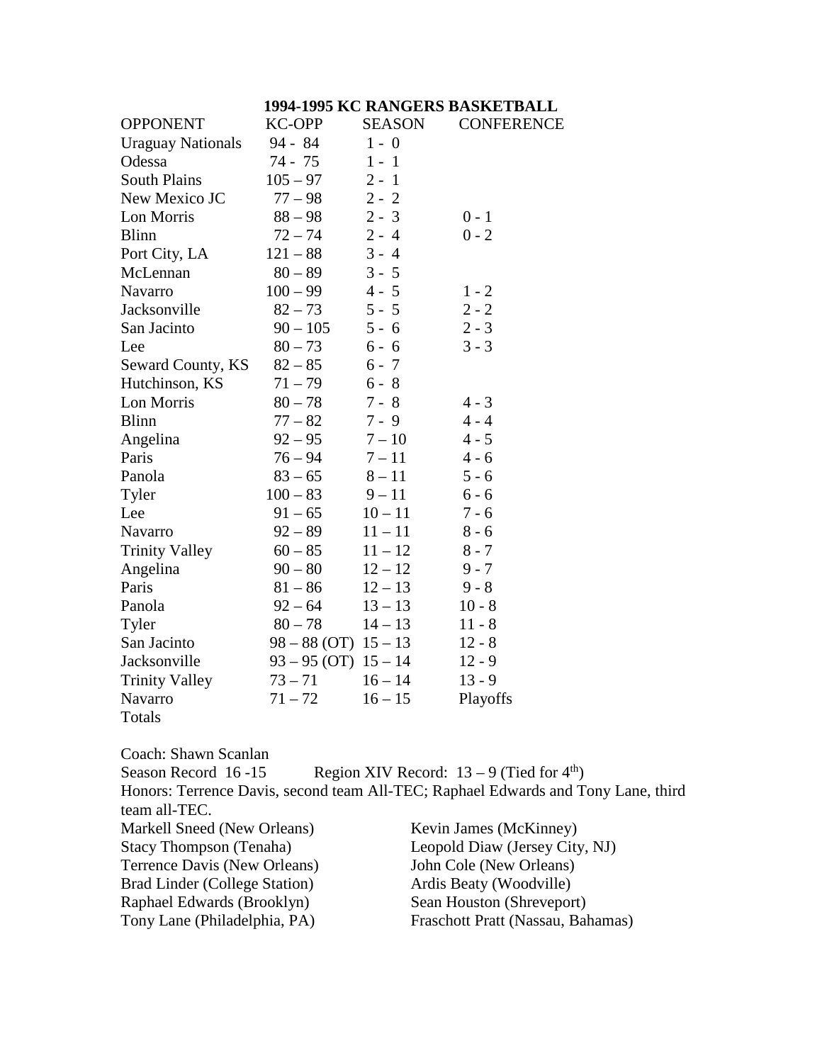## 1994-1995 KC RANGERS BASKETBALL

| OPPONENT | KC-OPP | SEASON | CONFERENCE |
|---|---|---|---|
| Uraguay Nationals | 94 - 84 | 1 - 0 | |
| Odessa | 74 - 75 | 1 - 1 | |
| South Plains | 105 – 97 | 2 - 1 | |
| New Mexico JC | 77 – 98 | 2 - 2 | |
| Lon Morris | 88 – 98 | 2 - 3 | 0 - 1 |
| Blinn | 72 – 74 | 2 - 4 | 0 - 2 |
| Port City, LA | 121 – 88 | 3 - 4 | |
| McLennan | 80 – 89 | 3 - 5 | |
| Navarro | 100 – 99 | 4 - 5 | 1 - 2 |
| Jacksonville | 82 – 73 | 5 - 5 | 2 - 2 |
| San Jacinto | 90 – 105 | 5 - 6 | 2 - 3 |
| Lee | 80 – 73 | 6 - 6 | 3 - 3 |
| Seward County, KS | 82 – 85 | 6 - 7 | |
| Hutchinson, KS | 71 – 79 | 6 - 8 | |
| Lon Morris | 80 – 78 | 7 - 8 | 4 - 3 |
| Blinn | 77 – 82 | 7 - 9 | 4 - 4 |
| Angelina | 92 – 95 | 7 – 10 | 4 - 5 |
| Paris | 76 – 94 | 7 – 11 | 4 - 6 |
| Panola | 83 – 65 | 8 – 11 | 5 - 6 |
| Tyler | 100 – 83 | 9 – 11 | 6 - 6 |
| Lee | 91 – 65 | 10 – 11 | 7 - 6 |
| Navarro | 92 – 89 | 11 – 11 | 8 - 6 |
| Trinity Valley | 60 – 85 | 11 – 12 | 8 - 7 |
| Angelina | 90 – 80 | 12 – 12 | 9 - 7 |
| Paris | 81 – 86 | 12 – 13 | 9 - 8 |
| Panola | 92 – 64 | 13 – 13 | 10 - 8 |
| Tyler | 80 – 78 | 14 – 13 | 11 - 8 |
| San Jacinto | 98 – 88 (OT) | 15 – 13 | 12 - 8 |
| Jacksonville | 93 – 95 (OT) | 15 – 14 | 12 - 9 |
| Trinity Valley | 73 – 71 | 16 – 14 | 13 - 9 |
| Navarro | 71 – 72 | 16 – 15 | Playoffs |
| Totals | | | |

Coach: Shawn Scanlan

Season Record 16 -15 Region XIV Record: 13 – 9 (Tied for 4th)

Honors: Terrence Davis, second team All-TEC; Raphael Edwards and Tony Lane, third team all-TEC.

Markell Sneed (New Orleans)
Stacy Thompson (Tenaha)
Terrence Davis (New Orleans)
Brad Linder (College Station)
Raphael Edwards (Brooklyn)
Tony Lane (Philadelphia, PA)
Kevin James (McKinney)
Leopold Diaw (Jersey City, NJ)
John Cole (New Orleans)
Ardis Beaty (Woodville)
Sean Houston (Shreveport)
Fraschott Pratt (Nassau, Bahamas)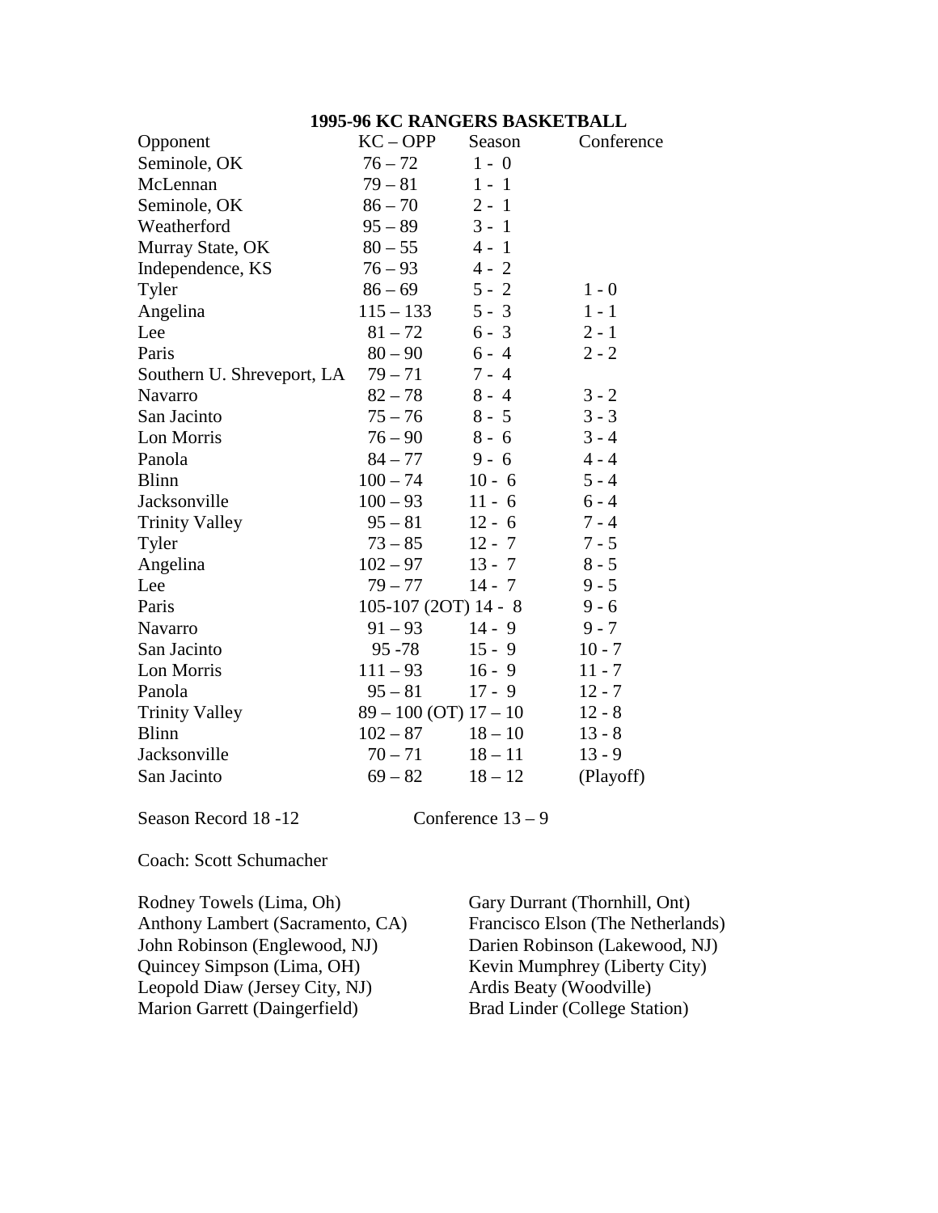# 1995-96 KC RANGERS BASKETBALL

| Opponent | KC – OPP | Season | Conference |
|---|---|---|---|
| Seminole, OK | 76 – 72 | 1 - 0 | |
| McLennan | 79 – 81 | 1 - 1 | |
| Seminole, OK | 86 – 70 | 2 - 1 | |
| Weatherford | 95 – 89 | 3 - 1 | |
| Murray State, OK | 80 – 55 | 4 - 1 | |
| Independence, KS | 76 – 93 | 4 - 2 | |
| Tyler | 86 – 69 | 5 - 2 | 1 - 0 |
| Angelina | 115 – 133 | 5 - 3 | 1 - 1 |
| Lee | 81 – 72 | 6 - 3 | 2 - 1 |
| Paris | 80 – 90 | 6 - 4 | 2 - 2 |
| Southern U. Shreveport, LA | 79 – 71 | 7 - 4 | |
| Navarro | 82 – 78 | 8 - 4 | 3 - 2 |
| San Jacinto | 75 – 76 | 8 - 5 | 3 - 3 |
| Lon Morris | 76 – 90 | 8 - 6 | 3 - 4 |
| Panola | 84 – 77 | 9 - 6 | 4 - 4 |
| Blinn | 100 – 74 | 10 - 6 | 5 - 4 |
| Jacksonville | 100 – 93 | 11 - 6 | 6 - 4 |
| Trinity Valley | 95 – 81 | 12 - 6 | 7 - 4 |
| Tyler | 73 – 85 | 12 - 7 | 7 - 5 |
| Angelina | 102 – 97 | 13 - 7 | 8 - 5 |
| Lee | 79 – 77 | 14 - 7 | 9 - 5 |
| Paris | 105-107 (2OT) | 14 - 8 | 9 - 6 |
| Navarro | 91 – 93 | 14 - 9 | 9 - 7 |
| San Jacinto | 95 -78 | 15 - 9 | 10 - 7 |
| Lon Morris | 111 – 93 | 16 - 9 | 11 - 7 |
| Panola | 95 – 81 | 17 - 9 | 12 - 7 |
| Trinity Valley | 89 – 100 (OT) | 17 – 10 | 12 - 8 |
| Blinn | 102 – 87 | 18 – 10 | 13 - 8 |
| Jacksonville | 70 – 71 | 18 – 11 | 13 - 9 |
| San Jacinto | 69 – 82 | 18 – 12 | (Playoff) |

Season Record 18 -12 Conference 13 – 9

Coach: Scott Schumacher

Rodney Towels (Lima, Oh)
Anthony Lambert (Sacramento, CA)
John Robinson (Englewood, NJ)
Quincey Simpson (Lima, OH)
Leopold Diaw (Jersey City, NJ)
Marion Garrett (Daingerfield)
Gary Durrant (Thornhill, Ont)
Francisco Elson (The Netherlands)
Darien Robinson (Lakewood, NJ)
Kevin Mumphrey (Liberty City)
Ardis Beaty (Woodville)
Brad Linder (College Station)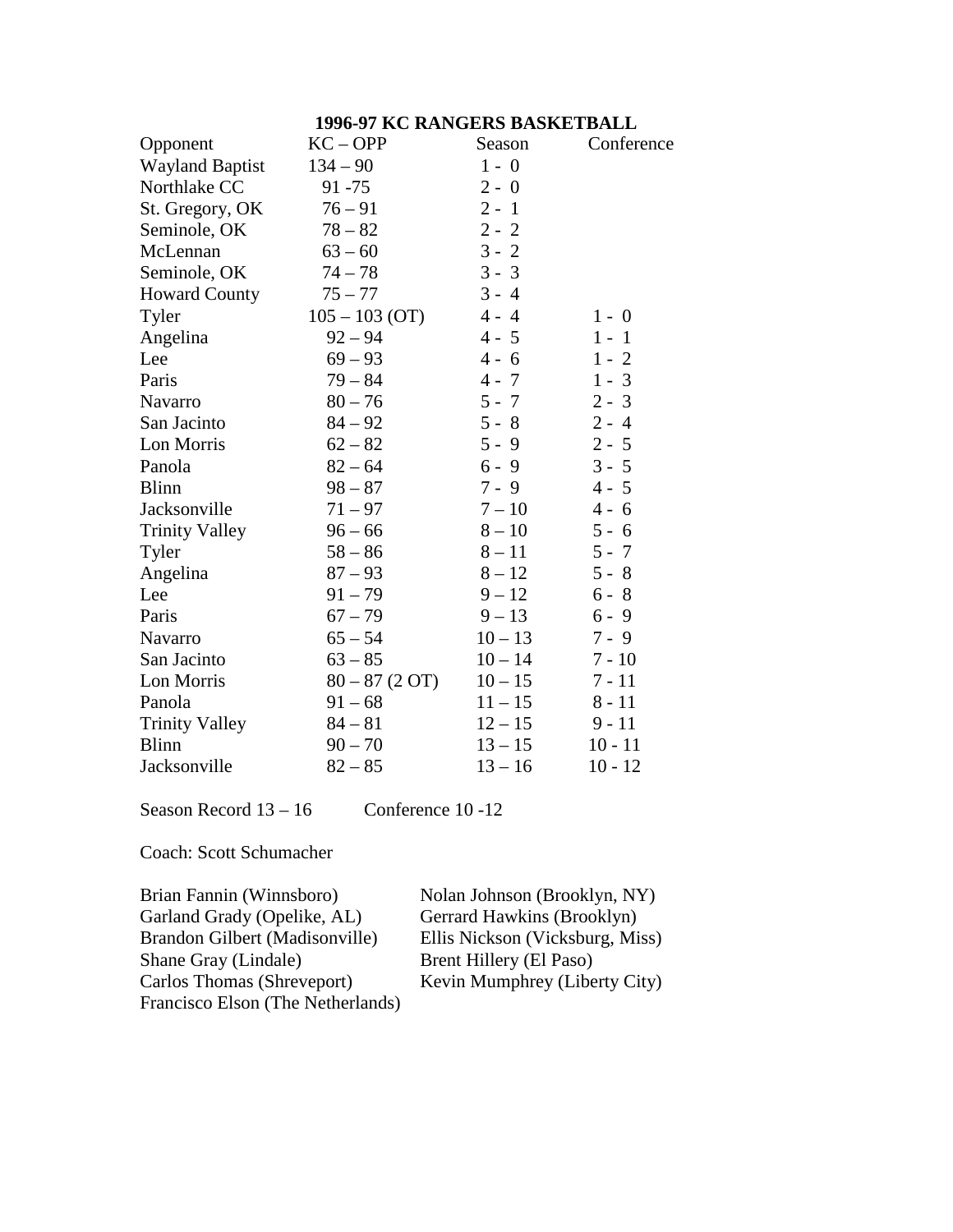## 1996-97 KC RANGERS BASKETBALL

| Opponent | KC – OPP | Season | Conference |
|---|---|---|---|
| Wayland Baptist | 134 – 90 | 1 - 0 | |
| Northlake CC | 91 -75 | 2 - 0 | |
| St. Gregory, OK | 76 – 91 | 2 - 1 | |
| Seminole, OK | 78 – 82 | 2 - 2 | |
| McLennan | 63 – 60 | 3 - 2 | |
| Seminole, OK | 74 – 78 | 3 - 3 | |
| Howard County | 75 – 77 | 3 - 4 | |
| Tyler | 105 – 103 (OT) | 4 - 4 | 1 - 0 |
| Angelina | 92 – 94 | 4 - 5 | 1 - 1 |
| Lee | 69 – 93 | 4 - 6 | 1 - 2 |
| Paris | 79 – 84 | 4 - 7 | 1 - 3 |
| Navarro | 80 – 76 | 5 - 7 | 2 - 3 |
| San Jacinto | 84 – 92 | 5 - 8 | 2 - 4 |
| Lon Morris | 62 – 82 | 5 - 9 | 2 - 5 |
| Panola | 82 – 64 | 6 - 9 | 3 - 5 |
| Blinn | 98 – 87 | 7 - 9 | 4 - 5 |
| Jacksonville | 71 – 97 | 7 – 10 | 4 - 6 |
| Trinity Valley | 96 – 66 | 8 – 10 | 5 - 6 |
| Tyler | 58 – 86 | 8 – 11 | 5 - 7 |
| Angelina | 87 – 93 | 8 – 12 | 5 - 8 |
| Lee | 91 – 79 | 9 – 12 | 6 - 8 |
| Paris | 67 – 79 | 9 – 13 | 6 - 9 |
| Navarro | 65 – 54 | 10 – 13 | 7 - 9 |
| San Jacinto | 63 – 85 | 10 – 14 | 7 - 10 |
| Lon Morris | 80 – 87 (2 OT) | 10 – 15 | 7 - 11 |
| Panola | 91 – 68 | 11 – 15 | 8 - 11 |
| Trinity Valley | 84 – 81 | 12 – 15 | 9 - 11 |
| Blinn | 90 – 70 | 13 – 15 | 10 - 11 |
| Jacksonville | 82 – 85 | 13 – 16 | 10 - 12 |

Season Record 13 – 16 Conference 10 -12

Coach: Scott Schumacher

Brian Fannin (Winnsboro)
Garland Grady (Opelike, AL)
Brandon Gilbert (Madisonville)
Shane Gray (Lindale)
Carlos Thomas (Shreveport)
Francisco Elson (The Netherlands)
Nolan Johnson (Brooklyn, NY)
Gerrard Hawkins (Brooklyn)
Ellis Nickson (Vicksburg, Miss)
Brent Hillery (El Paso)
Kevin Mumphrey (Liberty City)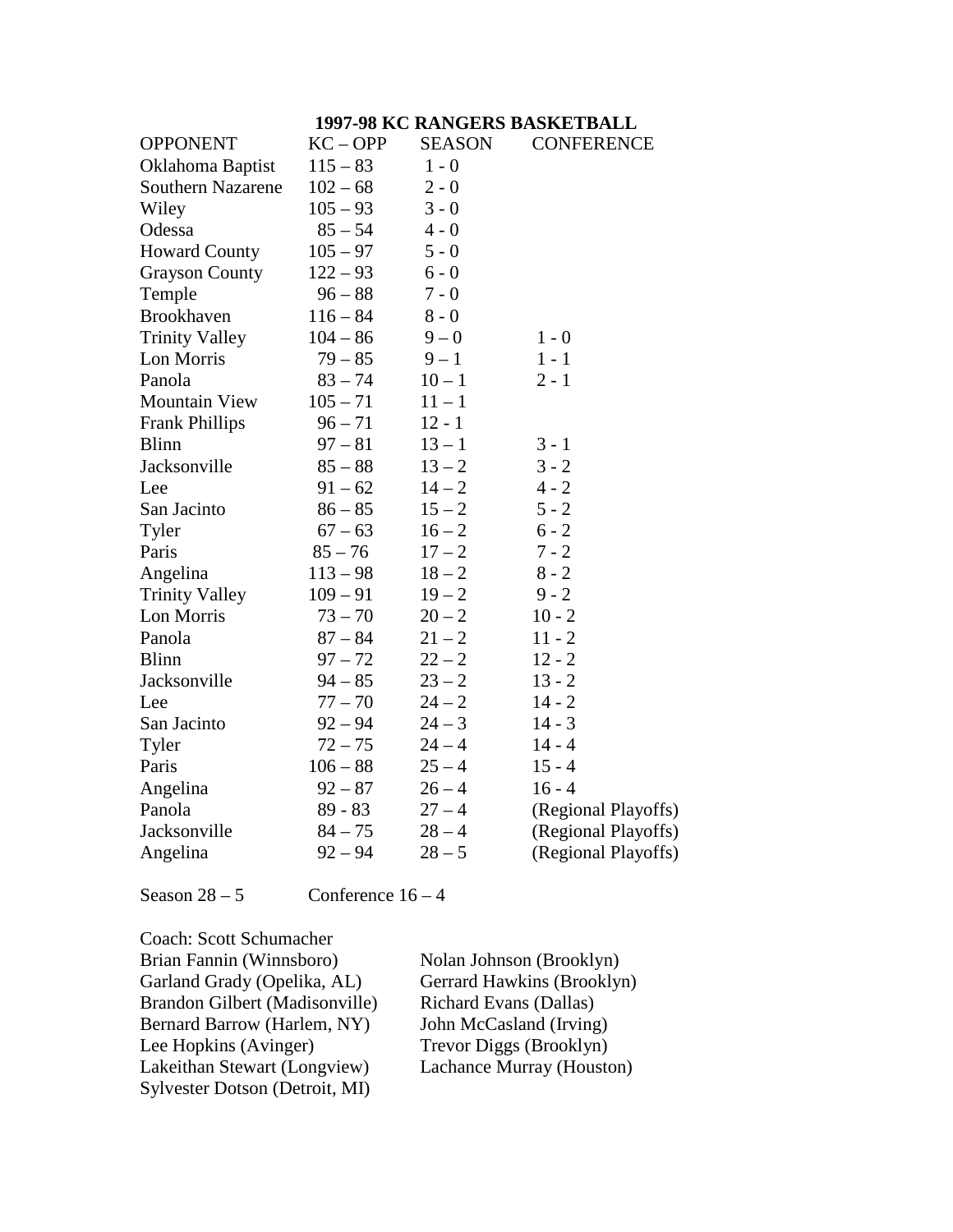## 1997-98 KC RANGERS BASKETBALL

| OPPONENT | KC – OPP | SEASON | CONFERENCE |
|---|---|---|---|
| Oklahoma Baptist | 115 – 83 | 1 - 0 | |
| Southern Nazarene | 102 – 68 | 2 - 0 | |
| Wiley | 105 – 93 | 3 - 0 | |
| Odessa | 85 – 54 | 4 - 0 | |
| Howard County | 105 – 97 | 5 - 0 | |
| Grayson County | 122 – 93 | 6 - 0 | |
| Temple | 96 – 88 | 7 - 0 | |
| Brookhaven | 116 – 84 | 8 - 0 | |
| Trinity Valley | 104 – 86 | 9 – 0 | 1 - 0 |
| Lon Morris | 79 – 85 | 9 – 1 | 1 - 1 |
| Panola | 83 – 74 | 10 – 1 | 2 - 1 |
| Mountain View | 105 – 71 | 11 – 1 | |
| Frank Phillips | 96 – 71 | 12 - 1 | |
| Blinn | 97 – 81 | 13 – 1 | 3 - 1 |
| Jacksonville | 85 – 88 | 13 – 2 | 3 - 2 |
| Lee | 91 – 62 | 14 – 2 | 4 - 2 |
| San Jacinto | 86 – 85 | 15 – 2 | 5 - 2 |
| Tyler | 67 – 63 | 16 – 2 | 6 - 2 |
| Paris | 85 – 76 | 17 – 2 | 7 - 2 |
| Angelina | 113 – 98 | 18 – 2 | 8 - 2 |
| Trinity Valley | 109 – 91 | 19 – 2 | 9 - 2 |
| Lon Morris | 73 – 70 | 20 – 2 | 10 - 2 |
| Panola | 87 – 84 | 21 – 2 | 11 - 2 |
| Blinn | 97 – 72 | 22 – 2 | 12 - 2 |
| Jacksonville | 94 – 85 | 23 – 2 | 13 - 2 |
| Lee | 77 – 70 | 24 – 2 | 14 - 2 |
| San Jacinto | 92 – 94 | 24 – 3 | 14 - 3 |
| Tyler | 72 – 75 | 24 – 4 | 14 - 4 |
| Paris | 106 – 88 | 25 – 4 | 15 - 4 |
| Angelina | 92 – 87 | 26 – 4 | 16 - 4 |
| Panola | 89 - 83 | 27 – 4 | (Regional Playoffs) |
| Jacksonville | 84 – 75 | 28 – 4 | (Regional Playoffs) |
| Angelina | 92 – 94 | 28 – 5 | (Regional Playoffs) |

Season 28 – 5 Conference 16 – 4

Coach: Scott Schumacher

Brian Fannin (Winnsboro)
Garland Grady (Opelika, AL)
Brandon Gilbert (Madisonville)
Bernard Barrow (Harlem, NY)
Lee Hopkins (Avinger)
Lakeithan Stewart (Longview)
Sylvester Dotson (Detroit, MI)
Nolan Johnson (Brooklyn)
Gerrard Hawkins (Brooklyn)
Richard Evans (Dallas)
John McCasland (Irving)
Trevor Diggs (Brooklyn)
Lachance Murray (Houston)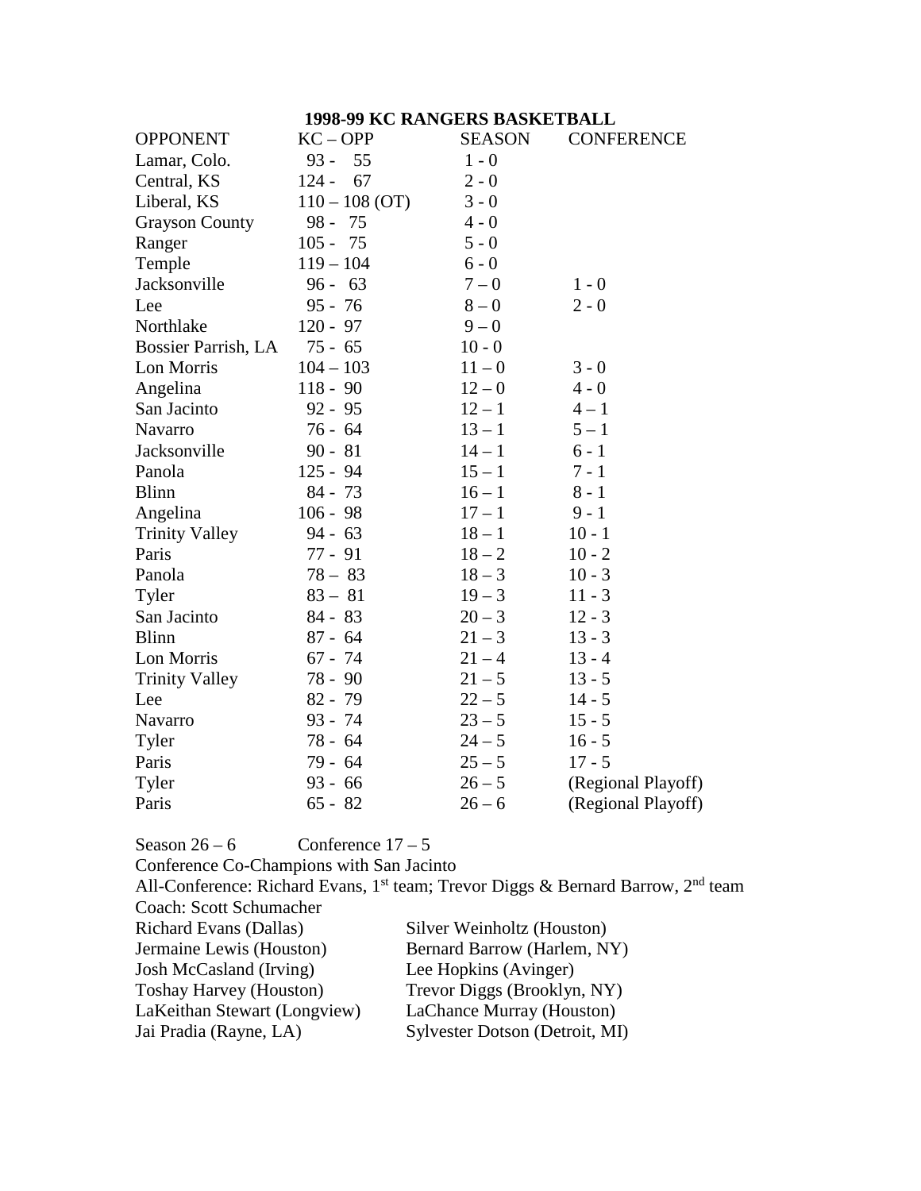# 1998-99 KC RANGERS BASKETBALL

| OPPONENT | KC – OPP | SEASON | CONFERENCE |
|---|---|---|---|
| Lamar, Colo. | 93 - 55 | 1 - 0 | |
| Central, KS | 124 - 67 | 2 - 0 | |
| Liberal, KS | 110 – 108 (OT) | 3 - 0 | |
| Grayson County | 98 - 75 | 4 - 0 | |
| Ranger | 105 - 75 | 5 - 0 | |
| Temple | 119 – 104 | 6 - 0 | |
| Jacksonville | 96 - 63 | 7 – 0 | 1 - 0 |
| Lee | 95 - 76 | 8 – 0 | 2 - 0 |
| Northlake | 120 - 97 | 9 – 0 | |
| Bossier Parrish, LA | 75 - 65 | 10 - 0 | |
| Lon Morris | 104 – 103 | 11 – 0 | 3 - 0 |
| Angelina | 118 - 90 | 12 – 0 | 4 - 0 |
| San Jacinto | 92 - 95 | 12 – 1 | 4 – 1 |
| Navarro | 76 - 64 | 13 – 1 | 5 – 1 |
| Jacksonville | 90 - 81 | 14 – 1 | 6 - 1 |
| Panola | 125 - 94 | 15 – 1 | 7 - 1 |
| Blinn | 84 - 73 | 16 – 1 | 8 - 1 |
| Angelina | 106 - 98 | 17 – 1 | 9 - 1 |
| Trinity Valley | 94 - 63 | 18 – 1 | 10 - 1 |
| Paris | 77 - 91 | 18 – 2 | 10 - 2 |
| Panola | 78 – 83 | 18 – 3 | 10 - 3 |
| Tyler | 83 – 81 | 19 – 3 | 11 - 3 |
| San Jacinto | 84 - 83 | 20 – 3 | 12 - 3 |
| Blinn | 87 - 64 | 21 – 3 | 13 - 3 |
| Lon Morris | 67 - 74 | 21 – 4 | 13 - 4 |
| Trinity Valley | 78 - 90 | 21 – 5 | 13 - 5 |
| Lee | 82 - 79 | 22 – 5 | 14 - 5 |
| Navarro | 93 - 74 | 23 – 5 | 15 - 5 |
| Tyler | 78 - 64 | 24 – 5 | 16 - 5 |
| Paris | 79 - 64 | 25 – 5 | 17 - 5 |
| Tyler | 93 - 66 | 26 – 5 | (Regional Playoff) |
| Paris | 65 - 82 | 26 – 6 | (Regional Playoff) |

Season 26 – 6 Conference 17 – 5

Conference Co-Champions with San Jacinto

All-Conference: Richard Evans, 1st team; Trevor Diggs & Bernard Barrow, 2nd team

Coach: Scott Schumacher

Richard Evans (Dallas)
Jermaine Lewis (Houston)
Josh McCasland (Irving)
Toshay Harvey (Houston)
LaKeithan Stewart (Longview)
Jai Pradia (Rayne, LA)
Silver Weinholtz (Houston)
Bernard Barrow (Harlem, NY)
Lee Hopkins (Avinger)
Trevor Diggs (Brooklyn, NY)
LaChance Murray (Houston)
Sylvester Dotson (Detroit, MI)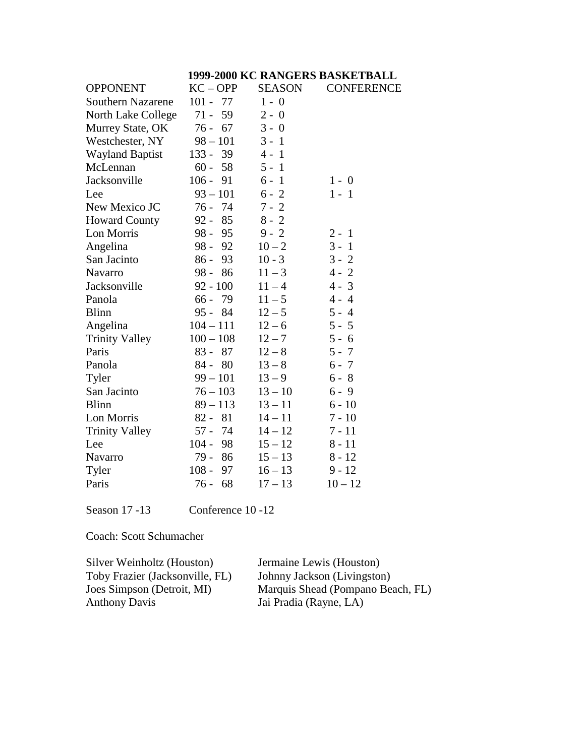## 1999-2000 KC RANGERS BASKETBALL

| OPPONENT | KC – OPP | SEASON | CONFERENCE |
|---|---|---|---|
| Southern Nazarene | 101 - 77 | 1 - 0 | |
| North Lake College | 71 - 59 | 2 - 0 | |
| Murrey State, OK | 76 - 67 | 3 - 0 | |
| Westchester, NY | 98 – 101 | 3 - 1 | |
| Wayland Baptist | 133 - 39 | 4 - 1 | |
| McLennan | 60 - 58 | 5 - 1 | |
| Jacksonville | 106 - 91 | 6 - 1 | 1 - 0 |
| Lee | 93 – 101 | 6 - 2 | 1 - 1 |
| New Mexico JC | 76 - 74 | 7 - 2 | |
| Howard County | 92 - 85 | 8 - 2 | |
| Lon Morris | 98 - 95 | 9 - 2 | 2 - 1 |
| Angelina | 98 - 92 | 10 – 2 | 3 - 1 |
| San Jacinto | 86 - 93 | 10 - 3 | 3 - 2 |
| Navarro | 98 - 86 | 11 – 3 | 4 - 2 |
| Jacksonville | 92 - 100 | 11 – 4 | 4 - 3 |
| Panola | 66 - 79 | 11 – 5 | 4 - 4 |
| Blinn | 95 - 84 | 12 – 5 | 5 - 4 |
| Angelina | 104 – 111 | 12 – 6 | 5 - 5 |
| Trinity Valley | 100 – 108 | 12 – 7 | 5 - 6 |
| Paris | 83 - 87 | 12 – 8 | 5 - 7 |
| Panola | 84 - 80 | 13 – 8 | 6 - 7 |
| Tyler | 99 – 101 | 13 – 9 | 6 - 8 |
| San Jacinto | 76 – 103 | 13 – 10 | 6 - 9 |
| Blinn | 89 – 113 | 13 – 11 | 6 - 10 |
| Lon Morris | 82 - 81 | 14 – 11 | 7 - 10 |
| Trinity Valley | 57 - 74 | 14 – 12 | 7 - 11 |
| Lee | 104 - 98 | 15 – 12 | 8 - 11 |
| Navarro | 79 - 86 | 15 – 13 | 8 - 12 |
| Tyler | 108 - 97 | 16 – 13 | 9 - 12 |
| Paris | 76 - 68 | 17 – 13 | 10 – 12 |

Season 17 -13 Conference 10 -12

Coach: Scott Schumacher

| | |
|---|---|
| Silver Weinholtz (Houston) | Jermaine Lewis (Houston) |
| Toby Frazier (Jacksonville, FL) | Johnny Jackson (Livingston) |
| Joes Simpson (Detroit, MI) | Marquis Shead (Pompano Beach, FL) |
| Anthony Davis | Jai Pradia (Rayne, LA) |